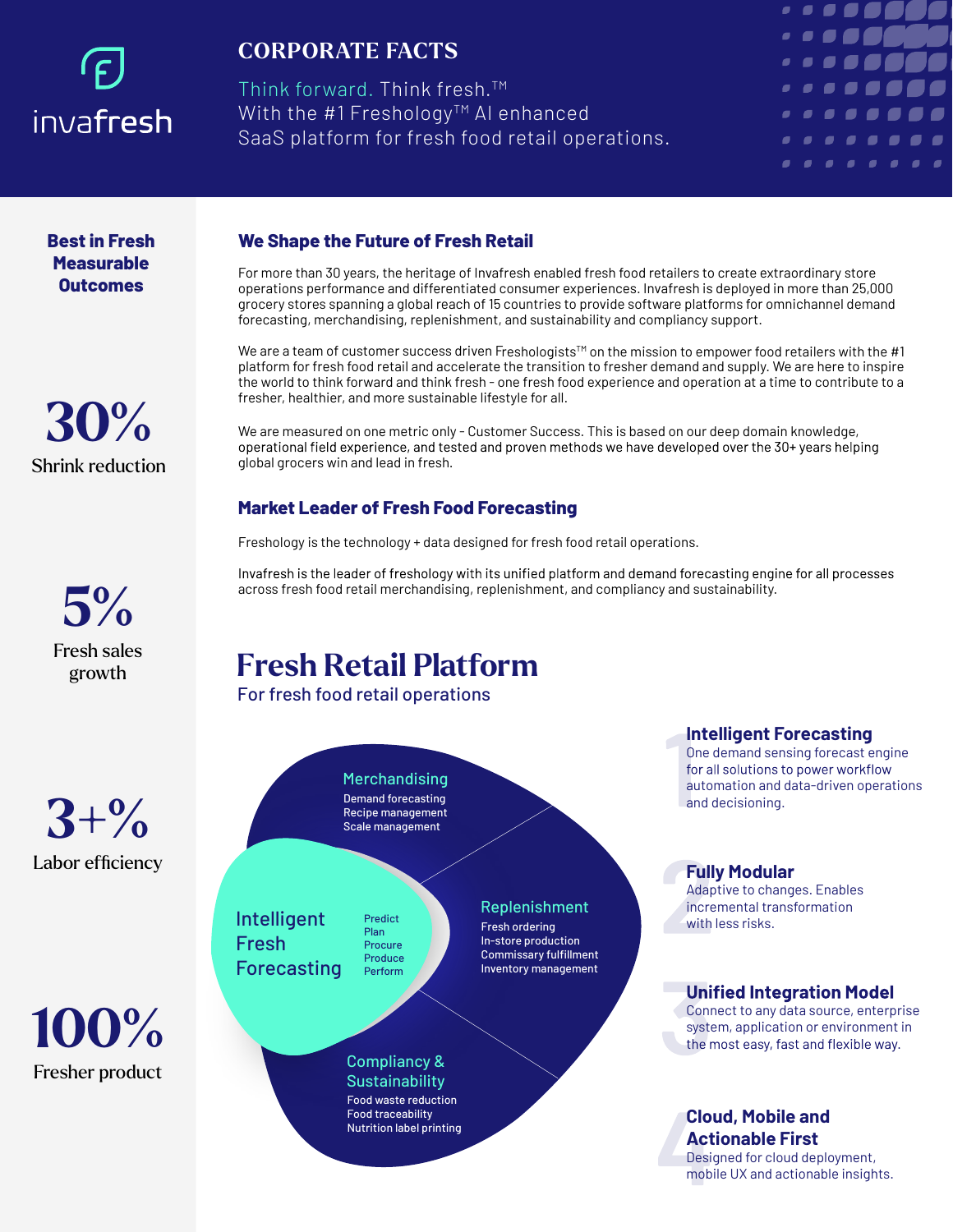invafresh

# CORPORATE FACTS

Think forward. Think fresh.™
With the #1 Freshology™ AI enhanced SaaS platform for fresh food retail operations.

## Best in Fresh Measurable Outcomes

**30%**
Shrink reduction

**5%**
Fresh sales growth

**3+%**
Labor efficiency

**100%**
Fresher product

## We Shape the Future of Fresh Retail

For more than 30 years, the heritage of Invafresh enabled fresh food retailers to create extraordinary store operations performance and differentiated consumer experiences. Invafresh is deployed in more than 25,000 grocery stores spanning a global reach of 15 countries to provide software platforms for omnichannel demand forecasting, merchandising, replenishment, and sustainability and compliancy support.

We are a team of customer success driven Freshologists™ on the mission to empower food retailers with the #1 platform for fresh food retail and accelerate the transition to fresher demand and supply. We are here to inspire the world to think forward and think fresh - one fresh food experience and operation at a time to contribute to a fresher, healthier, and more sustainable lifestyle for all.

We are measured on one metric only - Customer Success. This is based on our deep domain knowledge, operational field experience, and tested and proven methods we have developed over the 30+ years helping global grocers win and lead in fresh.

## Market Leader of Fresh Food Forecasting

Freshology is the technology + data designed for fresh food retail operations.

Invafresh is the leader of freshology with its unified platform and demand forecasting engine for all processes across fresh food retail merchandising, replenishment, and compliancy and sustainability.

# Fresh Retail Platform

For fresh food retail operations

**Intelligent Fresh Forecasting**
- Predict
- Plan
- Procure
- Produce
- Perform

**Merchandising**
- Demand forecasting
- Recipe management
- Scale management

**Replenishment**
- Fresh ordering
- In-store production
- Commissary fulfillment
- Inventory management

**Compliancy & Sustainability**
- Food waste reduction
- Food traceability
- Nutrition label printing

### 1 Intelligent Forecasting
One demand sensing forecast engine for all solutions to power workflow automation and data-driven operations and decisioning.

### 2 Fully Modular
Adaptive to changes. Enables incremental transformation with less risks.

### 3 Unified Integration Model
Connect to any data source, enterprise system, application or environment in the most easy, fast and flexible way.

### 4 Cloud, Mobile and Actionable First
Designed for cloud deployment, mobile UX and actionable insights.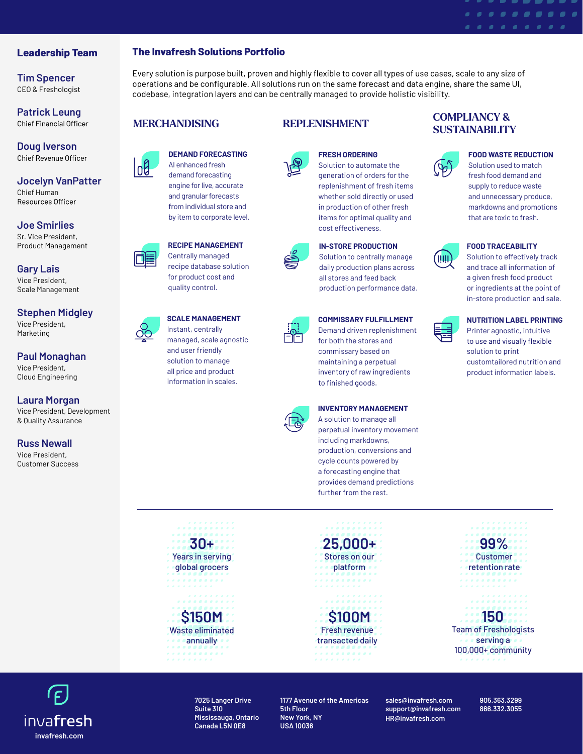## Leadership Team

**Tim Spencer**
CEO & Freshologist

**Patrick Leung**
Chief Financial Officer

**Doug Iverson**
Chief Revenue Officer

**Jocelyn VanPatter**
Chief Human Resources Officer

**Joe Smirlies**
Sr. Vice President, Product Management

**Gary Lais**
Vice President, Scale Management

**Stephen Midgley**
Vice President, Marketing

**Paul Monaghan**
Vice President, Cloud Engineering

**Laura Morgan**
Vice President, Development & Quality Assurance

**Russ Newall**
Vice President, Customer Success

## The Invafresh Solutions Portfolio

Every solution is purpose built, proven and highly flexible to cover all types of use cases, scale to any size of operations and be configurable. All solutions run on the same forecast and data engine, share the same UI, codebase, integration layers and can be centrally managed to provide holistic visibility.

### MERCHANDISING

**DEMAND FORECASTING**
AI enhanced fresh demand forecasting engine for live, accurate and granular forecasts from individual store and by item to corporate level.

**RECIPE MANAGEMENT**
Centrally managed recipe database solution for product cost and quality control.

**SCALE MANAGEMENT**
Instant, centrally managed, scale agnostic and user friendly solution to manage all price and product information in scales.

### REPLENISHMENT

**FRESH ORDERING**
Solution to automate the generation of orders for the replenishment of fresh items whether sold directly or used in production of other fresh items for optimal quality and cost effectiveness.

**IN-STORE PRODUCTION**
Solution to centrally manage daily production plans across all stores and feed back production performance data.

**COMMISSARY FULFILLMENT**
Demand driven replenishment for both the stores and commissary based on maintaining a perpetual inventory of raw ingredients to finished goods.

**INVENTORY MANAGEMENT**
A solution to manage all perpetual inventory movement including markdowns, production, conversions and cycle counts powered by a forecasting engine that provides demand predictions further from the rest.

### COMPLIANCY & SUSTAINABILITY

**FOOD WASTE REDUCTION**
Solution used to match fresh food demand and supply to reduce waste and unnecessary produce, markdowns and promotions that are toxic to fresh.

**FOOD TRACEABILITY**
Solution to effectively track and trace all information of a given fresh food product or ingredients at the point of in-store production and sale.

**NUTRITION LABEL PRINTING**
Printer agnostic, intuitive to use and visually flexible solution to print customtailored nutrition and product information labels.

---

**30+**
Years in serving global grocers

**25,000+**
Stores on our platform

**99%**
Customer retention rate

**$150M**
Waste eliminated annually

**$100M**
Fresh revenue transacted daily

**150**
Team of Freshologists serving a 100,000+ community

---

invafresh
invafresh.com

7025 Langer Drive
Suite 310
Mississauga, Ontario
Canada L5N 0E8

1177 Avenue of the Americas
5th Floor
New York, NY
USA 10036

sales@invafresh.com
support@invafresh.com
HR@invafresh.com

905.363.3299
866.332.3055